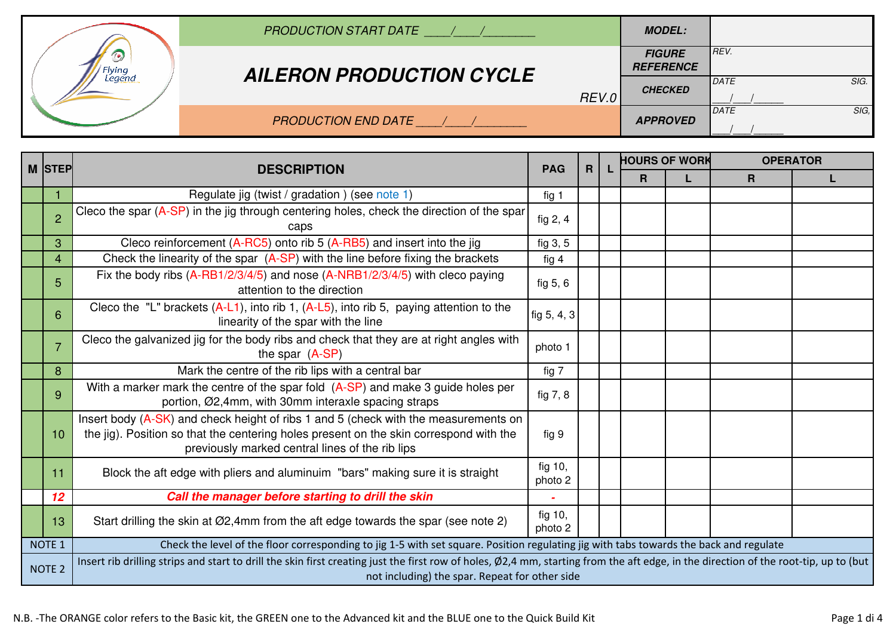| | PRODUCTION START DATE ____/____/________ | MODEL: | |
|---|---|---|---|
| Flying Legend | **AILERON PRODUCTION CYCLE** REV.0 | FIGURE REFERENCE | REV. |
| | | CHECKED | DATE ___/___/_____ SIG. |
| | PRODUCTION END DATE ____/____/________ | APPROVED | DATE ___/___/_____ SIG, |

| M | STEP | DESCRIPTION | PAG | R | L | HOURS OF WORK | | OPERATOR | |
|---|---|---|---|---|---|---|---|---|---|
| | | | | | | R | L | R | L |
| | 1 | Regulate jig (twist / gradation ) (see note 1) | fig 1 | | | | | | |
| | 2 | Cleco the spar (A-SP) in the jig through centering holes, check the direction of the spar caps | fig 2, 4 | | | | | | |
| | 3 | Cleco reinforcement (A-RC5) onto rib 5 (A-RB5) and insert into the jig | fig 3, 5 | | | | | | |
| | 4 | Check the linearity of the spar (A-SP) with the line before fixing the brackets | fig 4 | | | | | | |
| | 5 | Fix the body ribs (A-RB1/2/3/4/5) and nose (A-NRB1/2/3/4/5) with cleco paying attention to the direction | fig 5, 6 | | | | | | |
| | 6 | Cleco the "L" brackets (A-L1), into rib 1, (A-L5), into rib 5, paying attention to the linearity of the spar with the line | fig 5, 4, 3 | | | | | | |
| | 7 | Cleco the galvanized jig for the body ribs and check that they are at right angles with the spar (A-SP) | photo 1 | | | | | | |
| | 8 | Mark the centre of the rib lips with a central bar | fig 7 | | | | | | |
| | 9 | With a marker mark the centre of the spar fold (A-SP) and make 3 guide holes per portion, Ø2,4mm, with 30mm interaxle spacing straps | fig 7, 8 | | | | | | |
| | 10 | Insert body (A-SK) and check height of ribs 1 and 5 (check with the measurements on the jig). Position so that the centering holes present on the skin correspond with the previously marked central lines of the rib lips | fig 9 | | | | | | |
| | 11 | Block the aft edge with pliers and aluminuim "bars" making sure it is straight | fig 10, photo 2 | | | | | | |
| | ***12*** | ***Call the manager before starting to drill the skin*** | - | | | | | | |
| | 13 | Start drilling the skin at Ø2,4mm from the aft edge towards the spar (see note 2) | fig 10, photo 2 | | | | | | |
| NOTE 1 | | Check the level of the floor corresponding to jig 1-5 with set square. Position regulating jig with tabs towards the back and regulate | | | | | | | |
| NOTE 2 | | Insert rib drilling strips and start to drill the skin first creating just the first row of holes, Ø2,4 mm, starting from the aft edge, in the direction of the root-tip, up to (but not including) the spar. Repeat for other side | | | | | | | |

N.B. -The ORANGE color refers to the Basic kit, the GREEN one to the Advanced kit and the BLUE one to the Quick Build Kit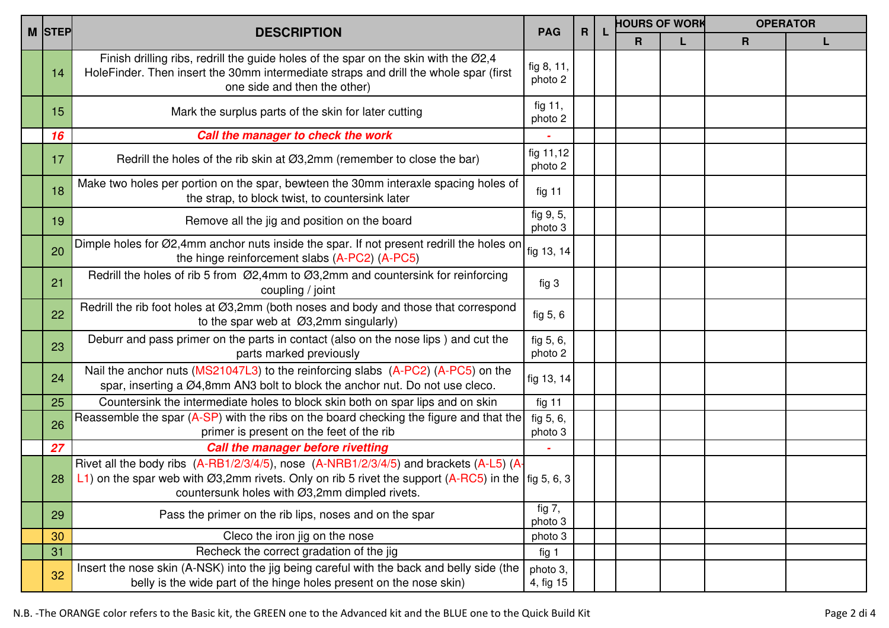| M | STEP | DESCRIPTION | PAG | R | L | HOURS OF WORK | | OPERATOR | |
|---|---|---|---|---|---|---|---|---|---|
| | | | | | | R | L | R | L |
| | 14 | Finish drilling ribs, redrill the guide holes of the spar on the skin with the Ø2,4 HoleFinder. Then insert the 30mm intermediate straps and drill the whole spar (first one side and then the other) | fig 8, 11, photo 2 | | | | | | |
| | 15 | Mark the surplus parts of the skin for later cutting | fig 11, photo 2 | | | | | | |
| | ***16*** | ***Call the manager to check the work*** | - | | | | | | |
| | 17 | Redrill the holes of the rib skin at Ø3,2mm (remember to close the bar) | fig 11,12 photo 2 | | | | | | |
| | 18 | Make two holes per portion on the spar, bewteen the 30mm interaxle spacing holes of the strap, to block twist, to countersink later | fig 11 | | | | | | |
| | 19 | Remove all the jig and position on the board | fig 9, 5, photo 3 | | | | | | |
| | 20 | Dimple holes for Ø2,4mm anchor nuts inside the spar. If not present redrill the holes on the hinge reinforcement slabs (A-PC2) (A-PC5) | fig 13, 14 | | | | | | |
| | 21 | Redrill the holes of rib 5 from Ø2,4mm to Ø3,2mm and countersink for reinforcing coupling / joint | fig 3 | | | | | | |
| | 22 | Redrill the rib foot holes at Ø3,2mm (both noses and body and those that correspond to the spar web at Ø3,2mm singularly) | fig 5, 6 | | | | | | |
| | 23 | Deburr and pass primer on the parts in contact (also on the nose lips ) and cut the parts marked previously | fig 5, 6, photo 2 | | | | | | |
| | 24 | Nail the anchor nuts (MS21047L3) to the reinforcing slabs (A-PC2) (A-PC5) on the spar, inserting a Ø4,8mm AN3 bolt to block the anchor nut. Do not use cleco. | fig 13, 14 | | | | | | |
| | 25 | Countersink the intermediate holes to block skin both on spar lips and on skin | fig 11 | | | | | | |
| | 26 | Reassemble the spar (A-SP) with the ribs on the board checking the figure and that the primer is present on the feet of the rib | fig 5, 6, photo 3 | | | | | | |
| | ***27*** | ***Call the manager before rivetting*** | - | | | | | | |
| | 28 | Rivet all the body ribs (A-RB1/2/3/4/5), nose (A-NRB1/2/3/4/5) and brackets (A-L5) (A-L1) on the spar web with Ø3,2mm rivets. Only on rib 5 rivet the support (A-RC5) in the countersunk holes with Ø3,2mm dimpled rivets. | fig 5, 6, 3 | | | | | | |
| | 29 | Pass the primer on the rib lips, noses and on the spar | fig 7, photo 3 | | | | | | |
| | 30 | Cleco the iron jig on the nose | photo 3 | | | | | | |
| | 31 | Recheck the correct gradation of the jig | fig 1 | | | | | | |
| | 32 | Insert the nose skin (A-NSK) into the jig being careful with the back and belly side (the belly is the wide part of the hinge holes present on the nose skin) | photo 3, 4, fig 15 | | | | | | |

N.B. -The ORANGE color refers to the Basic kit, the GREEN one to the Advanced kit and the BLUE one to the Quick Build Kit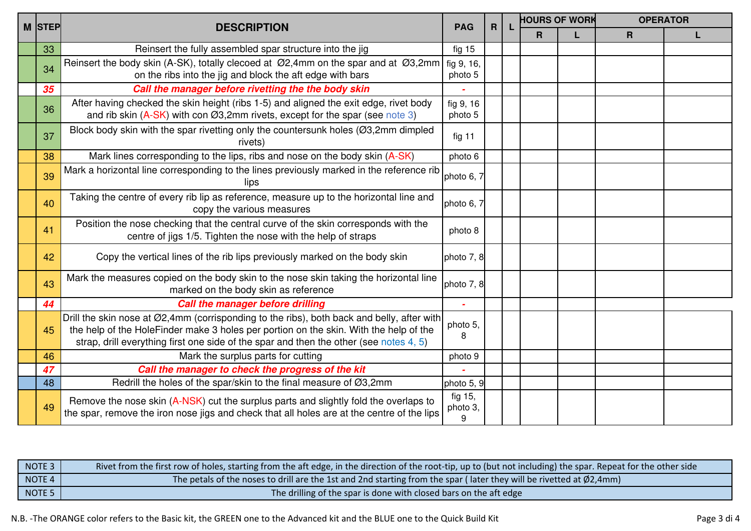| M | STEP | DESCRIPTION | PAG | R | L | HOURS OF WORK | | OPERATOR | |
|---|---|---|---|---|---|---|---|---|---|
| | | | | | | R | L | R | L |
| | 33 | Reinsert the fully assembled spar structure into the jig | fig 15 | | | | | | |
| | 34 | Reinsert the body skin (A-SK), totally clecoed at Ø2,4mm on the spar and at Ø3,2mm on the ribs into the jig and block the aft edge with bars | fig 9, 16, photo 5 | | | | | | |
| | ***35*** | ***Call the manager before rivetting the the body skin*** | - | | | | | | |
| | 36 | After having checked the skin height (ribs 1-5) and aligned the exit edge, rivet body and rib skin (A-SK) with con Ø3,2mm rivets, except for the spar (see note 3) | fig 9, 16 photo 5 | | | | | | |
| | 37 | Block body skin with the spar rivetting only the countersunk holes (Ø3,2mm dimpled rivets) | fig 11 | | | | | | |
| | 38 | Mark lines corresponding to the lips, ribs and nose on the body skin (A-SK) | photo 6 | | | | | | |
| | 39 | Mark a horizontal line corresponding to the lines previously marked in the reference rib lips | photo 6, 7 | | | | | | |
| | 40 | Taking the centre of every rib lip as reference, measure up to the horizontal line and copy the various measures | photo 6, 7 | | | | | | |
| | 41 | Position the nose checking that the central curve of the skin corresponds with the centre of jigs 1/5. Tighten the nose with the help of straps | photo 8 | | | | | | |
| | 42 | Copy the vertical lines of the rib lips previously marked on the body skin | photo 7, 8 | | | | | | |
| | 43 | Mark the measures copied on the body skin to the nose skin taking the horizontal line marked on the body skin as reference | photo 7, 8 | | | | | | |
| | ***44*** | ***Call the manager before drilling*** | - | | | | | | |
| | 45 | Drill the skin nose at Ø2,4mm (corrisponding to the ribs), both back and belly, after with the help of the HoleFinder make 3 holes per portion on the skin. With the help of the strap, drill everything first one side of the spar and then the other (see notes 4, 5) | photo 5, 8 | | | | | | |
| | 46 | Mark the surplus parts for cutting | photo 9 | | | | | | |
| | ***47*** | ***Call the manager to check the progress of the kit*** | - | | | | | | |
| | 48 | Redrill the holes of the spar/skin to the final measure of Ø3,2mm | photo 5, 9 | | | | | | |
| | 49 | Remove the nose skin (A-NSK) cut the surplus parts and slightly fold the overlaps to the spar, remove the iron nose jigs and check that all holes are at the centre of the lips | fig 15, photo 3, 9 | | | | | | |

| | |
|---|---|
| NOTE 3 | Rivet from the first row of holes, starting from the aft edge, in the direction of the root-tip, up to (but not including) the spar. Repeat for the other side |
| NOTE 4 | The petals of the noses to drill are the 1st and 2nd starting from the spar ( later they will be rivetted at Ø2,4mm) |
| NOTE 5 | The drilling of the spar is done with closed bars on the aft edge |

N.B. -The ORANGE color refers to the Basic kit, the GREEN one to the Advanced kit and the BLUE one to the Quick Build Kit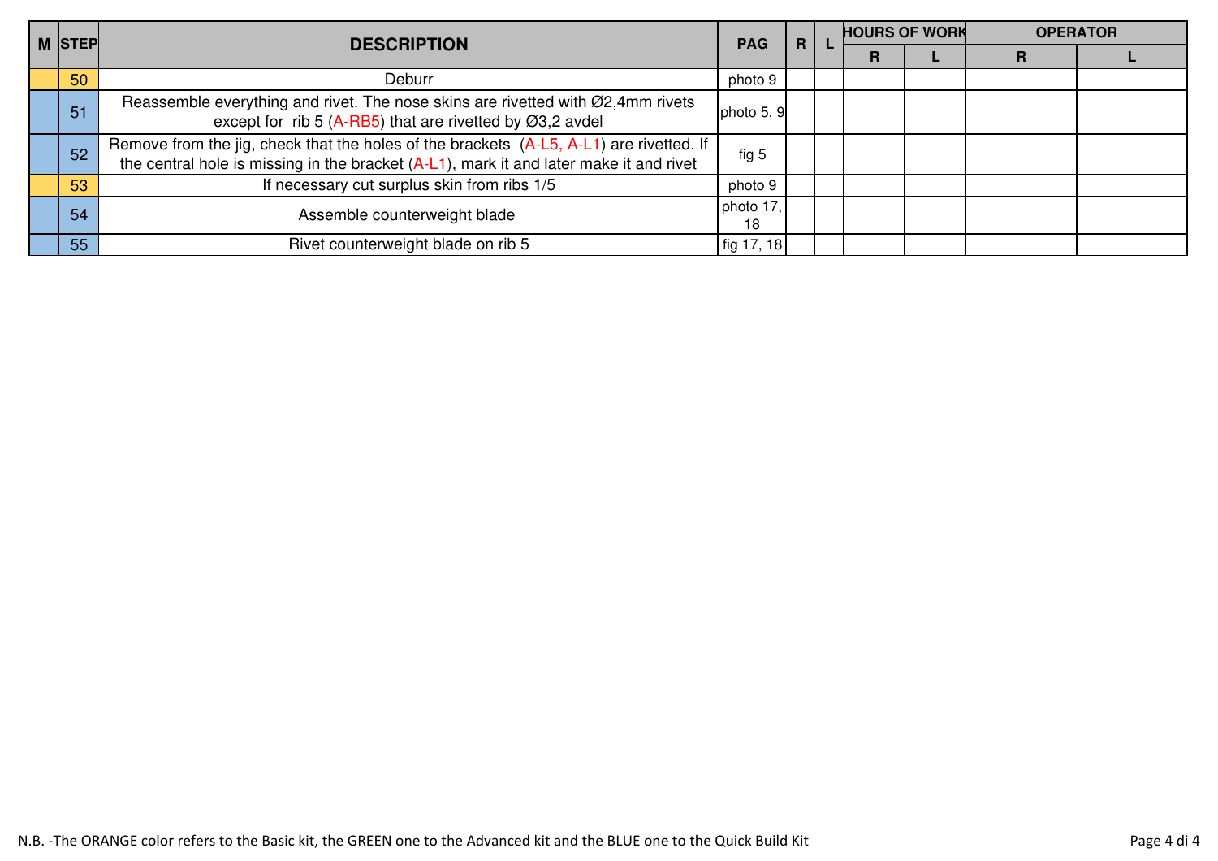| M | STEP | DESCRIPTION | PAG | R | L | HOURS OF WORK | | OPERATOR | |
|---|---|---|---|---|---|---|---|---|---|
| | | | | | | R | L | R | L |
| | 50 | Deburr | photo 9 | | | | | | |
| | 51 | Reassemble everything and rivet. The nose skins are rivetted with Ø2,4mm rivets except for rib 5 (A-RB5) that are rivetted by Ø3,2 avdel | photo 5, 9 | | | | | | |
| | 52 | Remove from the jig, check that the holes of the brackets (A-L5, A-L1) are rivetted. If the central hole is missing in the bracket (A-L1), mark it and later make it and rivet | fig 5 | | | | | | |
| | 53 | If necessary cut surplus skin from ribs 1/5 | photo 9 | | | | | | |
| | 54 | Assemble counterweight blade | photo 17, 18 | | | | | | |
| | 55 | Rivet counterweight blade on rib 5 | fig 17, 18 | | | | | | |

N.B. -The ORANGE color refers to the Basic kit, the GREEN one to the Advanced kit and the BLUE one to the Quick Build Kit